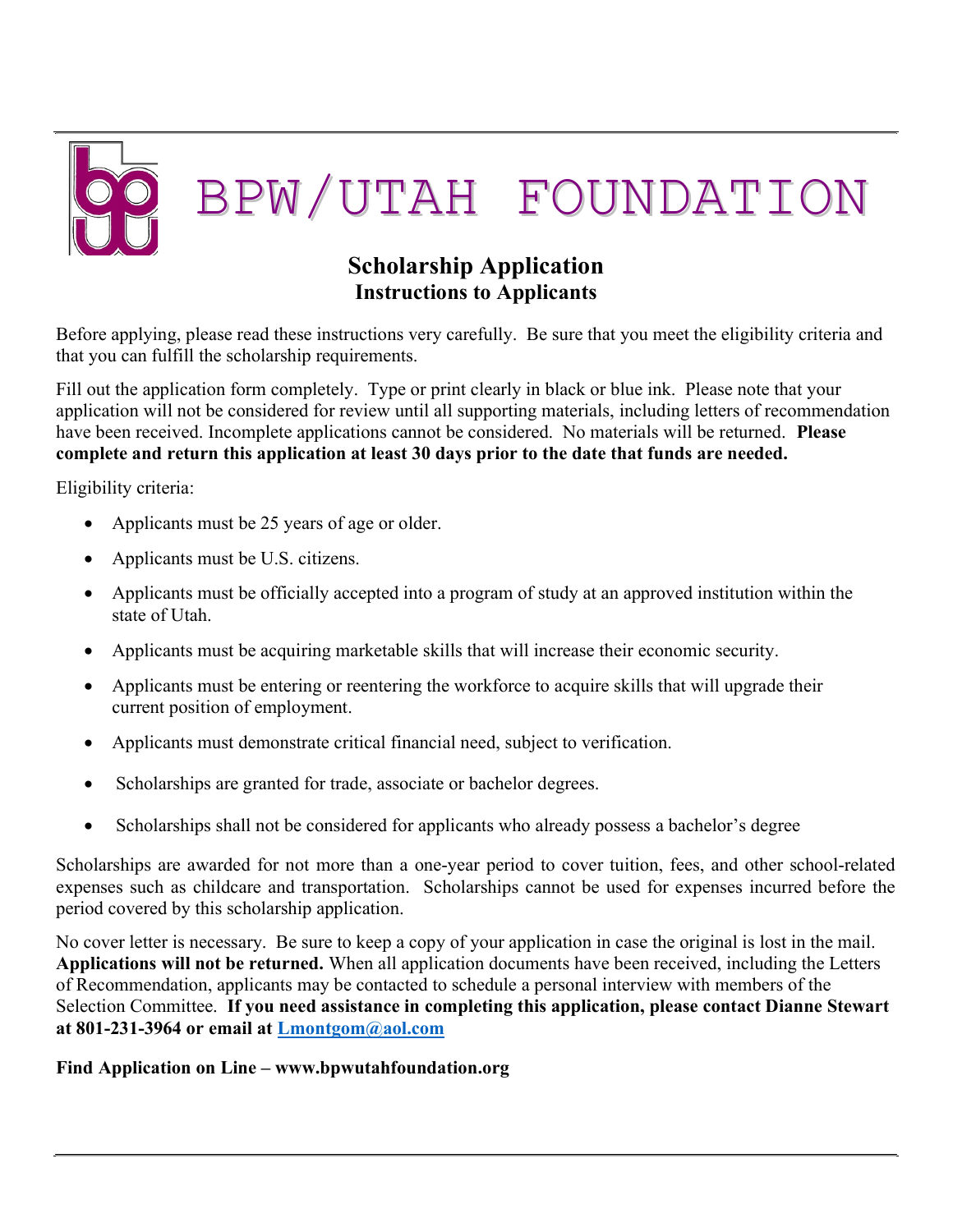# BPW/UTAH FOUNDATION

## Scholarship Application
### Instructions to Applicants

Before applying, please read these instructions very carefully. Be sure that you meet the eligibility criteria and that you can fulfill the scholarship requirements.

Fill out the application form completely. Type or print clearly in black or blue ink. Please note that your application will not be considered for review until all supporting materials, including letters of recommendation have been received. Incomplete applications cannot be considered. No materials will be returned. **Please complete and return this application at least 30 days prior to the date that funds are needed.**

Eligibility criteria:

- Applicants must be 25 years of age or older.
- Applicants must be U.S. citizens.
- Applicants must be officially accepted into a program of study at an approved institution within the state of Utah.
- Applicants must be acquiring marketable skills that will increase their economic security.
- Applicants must be entering or reentering the workforce to acquire skills that will upgrade their current position of employment.
- Applicants must demonstrate critical financial need, subject to verification.
- Scholarships are granted for trade, associate or bachelor degrees.
- Scholarships shall not be considered for applicants who already possess a bachelor's degree

Scholarships are awarded for not more than a one-year period to cover tuition, fees, and other school-related expenses such as childcare and transportation. Scholarships cannot be used for expenses incurred before the period covered by this scholarship application.

No cover letter is necessary. Be sure to keep a copy of your application in case the original is lost in the mail. **Applications will not be returned.** When all application documents have been received, including the Letters of Recommendation, applicants may be contacted to schedule a personal interview with members of the Selection Committee. **If you need assistance in completing this application, please contact Dianne Stewart at 801-231-3964 or email at [Lmontgom@aol.com](mailto:Lmontgom@aol.com)**

**Find Application on Line – www.bpwutahfoundation.org**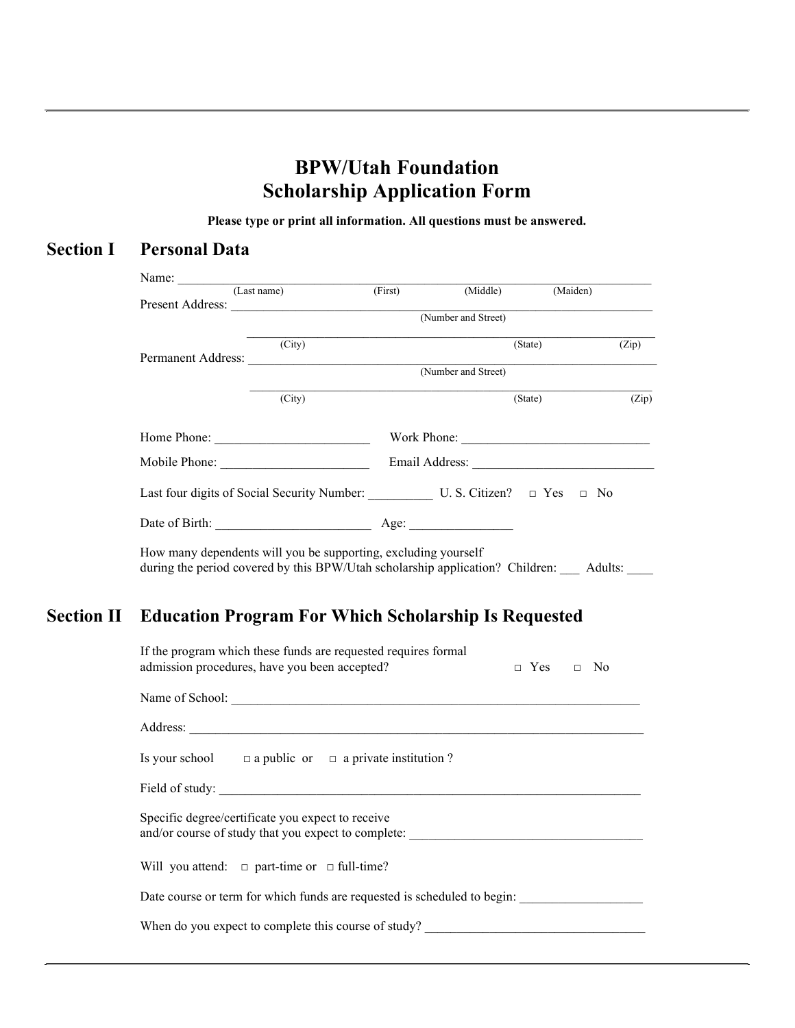# BPW/Utah Foundation
# Scholarship Application Form

**Please type or print all information. All questions must be answered.**

## Section I Personal Data

Name: ______________________________________________________________________
(Last name) (First) (Middle) (Maiden)

Present Address: ______________________________________________________________
(Number and Street)

______________________________________________________________
(City) (State) (Zip)

Permanent Address: ____________________________________________________________
(Number and Street)

______________________________________________________________
(City) (State) (Zip)

Home Phone: ________________________ Work Phone: ______________________________

Mobile Phone: ______________________ Email Address: ____________________________

Last four digits of Social Security Number: __________ U. S. Citizen? □ Yes □ No

Date of Birth: ________________________ Age: _______________

How many dependents will you be supporting, excluding yourself during the period covered by this BPW/Utah scholarship application? Children: ___ Adults: ____

## Section II Education Program For Which Scholarship Is Requested

If the program which these funds are requested requires formal admission procedures, have you been accepted? □ Yes □ No

Name of School: _______________________________________________________________

Address: _____________________________________________________________________

Is your school □ a public or □ a private institution ?

Field of study: ________________________________________________________________

Specific degree/certificate you expect to receive and/or course of study that you expect to complete: ____________________________________

Will you attend: □ part-time or □ full-time?

Date course or term for which funds are requested is scheduled to begin: __________________

When do you expect to complete this course of study? __________________________________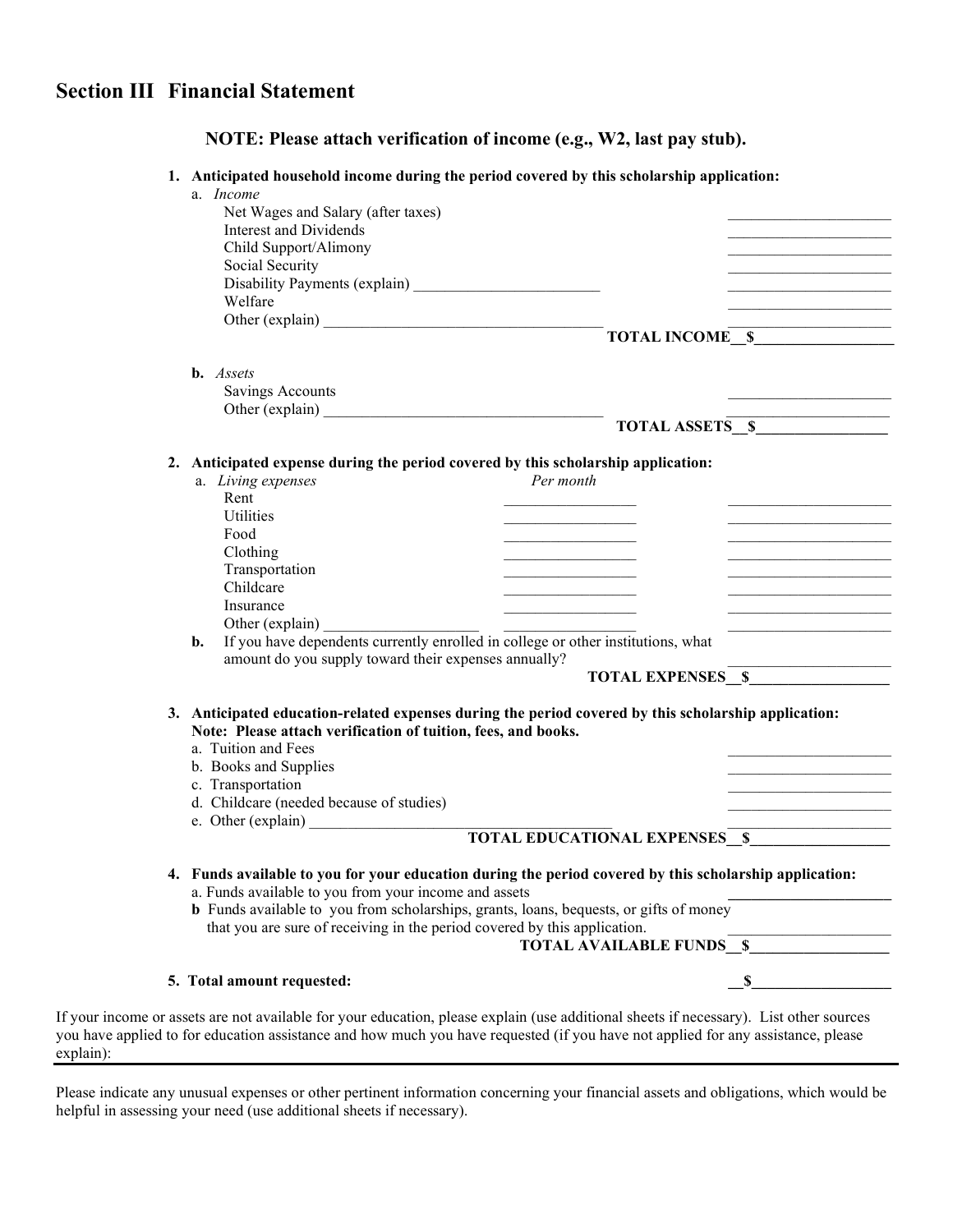## Section III Financial Statement

**NOTE: Please attach verification of income (e.g., W2, last pay stub).**

1. **Anticipated household income during the period covered by this scholarship application:**

   a. *Income*

   | | |
   |---|---|
   | Net Wages and Salary (after taxes) | ____________________ |
   | Interest and Dividends | ____________________ |
   | Child Support/Alimony | ____________________ |
   | Social Security | ____________________ |
   | Disability Payments (explain) ________________________ | ____________________ |
   | Welfare | ____________________ |
   | Other (explain) ____________________________________ | ____________________ |
   | **TOTAL INCOME** | **__$__________________** |

   **b.** *Assets*

   | | |
   |---|---|
   | Savings Accounts | ____________________ |
   | Other (explain) ____________________________________ | ____________________ |
   | **TOTAL ASSETS** | **__$________________** |

2. **Anticipated expense during the period covered by this scholarship application:**

   | a. *Living expenses* | *Per month* | |
   |---|---|---|
   | Rent | ________________ | ____________________ |
   | Utilities | ________________ | ____________________ |
   | Food | ________________ | ____________________ |
   | Clothing | ________________ | ____________________ |
   | Transportation | ________________ | ____________________ |
   | Childcare | ________________ | ____________________ |
   | Insurance | ________________ | ____________________ |
   | Other (explain) ___________________ | ________________ | ____________________ |

   **b.** If you have dependents currently enrolled in college or other institutions, what amount do you supply toward their expenses annually? ____________________

   **TOTAL EXPENSES__$__________________**

3. **Anticipated education-related expenses during the period covered by this scholarship application:**
   **Note: Please attach verification of tuition, fees, and books.**

   | | |
   |---|---|
   | a. Tuition and Fees | ____________________ |
   | b. Books and Supplies | ____________________ |
   | c. Transportation | ____________________ |
   | d. Childcare (needed because of studies) | ____________________ |
   | e. Other (explain) __________________________________________ | ____________________ |
   | **TOTAL EDUCATIONAL EXPENSES** | **__$__________________** |

4. **Funds available to you for your education during the period covered by this scholarship application:**

   | | |
   |---|---|
   | a. Funds available to you from your income and assets | ____________________ |
   | **b** Funds available to you from scholarships, grants, loans, bequests, or gifts of money that you are sure of receiving in the period covered by this application. | ____________________ |
   | **TOTAL AVAILABLE FUNDS** | **__$__________________** |

5. **Total amount requested:** **__$__________________**

If your income or assets are not available for your education, please explain (use additional sheets if necessary). List other sources you have applied to for education assistance and how much you have requested (if you have not applied for any assistance, please explain):

---

Please indicate any unusual expenses or other pertinent information concerning your financial assets and obligations, which would be helpful in assessing your need (use additional sheets if necessary).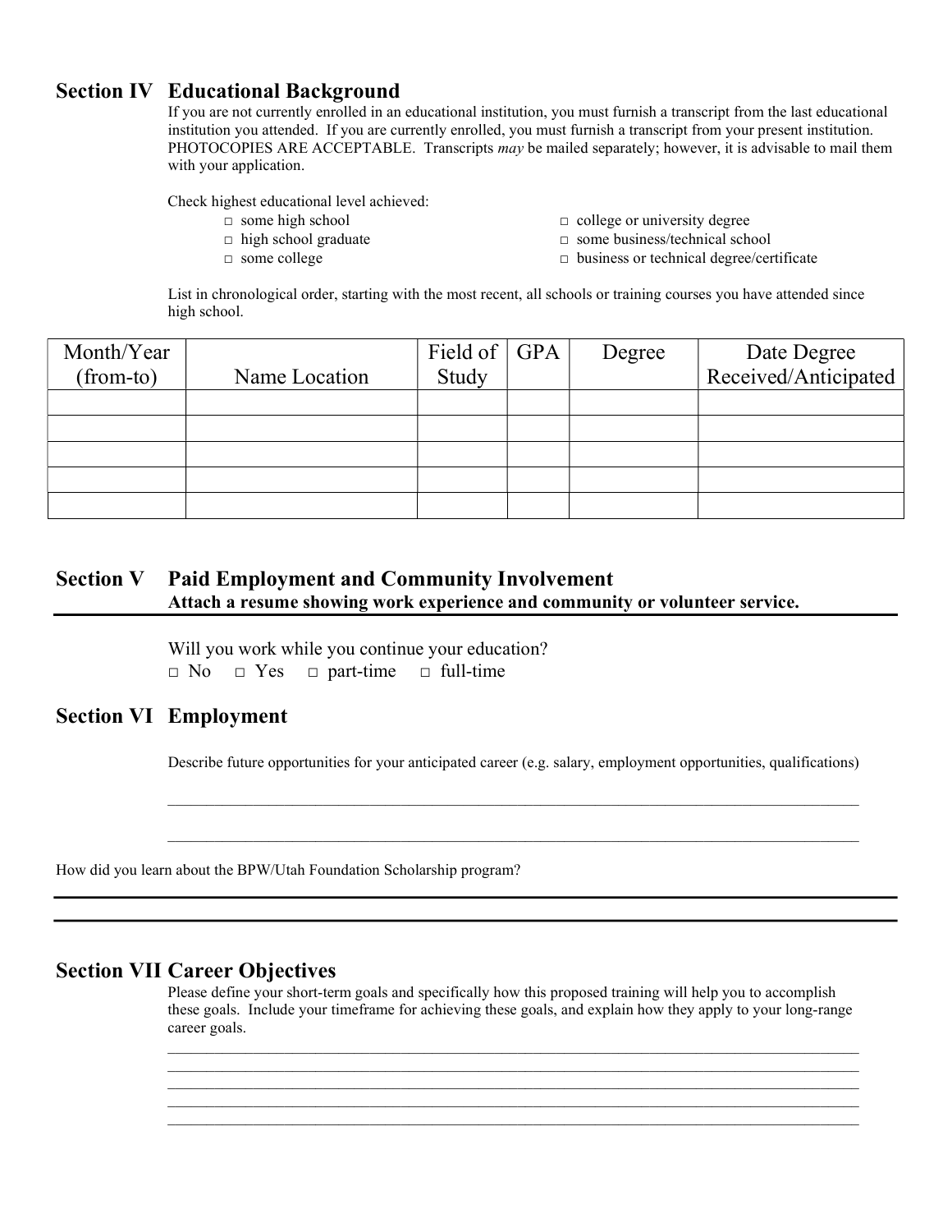## Section IV Educational Background

If you are not currently enrolled in an educational institution, you must furnish a transcript from the last educational institution you attended. If you are currently enrolled, you must furnish a transcript from your present institution. PHOTOCOPIES ARE ACCEPTABLE. Transcripts *may* be mailed separately; however, it is advisable to mail them with your application.

Check highest educational level achieved:

- □ some high school
- □ high school graduate
- □ some college
- □ college or university degree
- □ some business/technical school
- □ business or technical degree/certificate

List in chronological order, starting with the most recent, all schools or training courses you have attended since high school.

| Month/Year (from-to) | Name Location | Field of Study | GPA | Degree | Date Degree Received/Anticipated |
|---|---|---|---|---|---|
| | | | | | |
| | | | | | |
| | | | | | |
| | | | | | |
| | | | | | |

## Section V Paid Employment and Community Involvement

**Attach a resume showing work experience and community or volunteer service.**

Will you work while you continue your education?

□ No □ Yes □ part-time □ full-time

## Section VI Employment

Describe future opportunities for your anticipated career (e.g. salary, employment opportunities, qualifications)

\_\_\_\_\_\_\_\_\_\_\_\_\_\_\_\_\_\_\_\_\_\_\_\_\_\_\_\_\_\_\_\_\_\_\_\_\_\_\_\_\_\_\_\_\_\_\_\_\_\_\_\_\_\_\_\_\_\_\_\_\_\_\_\_\_\_\_\_\_\_\_\_\_\_\_\_\_\_

\_\_\_\_\_\_\_\_\_\_\_\_\_\_\_\_\_\_\_\_\_\_\_\_\_\_\_\_\_\_\_\_\_\_\_\_\_\_\_\_\_\_\_\_\_\_\_\_\_\_\_\_\_\_\_\_\_\_\_\_\_\_\_\_\_\_\_\_\_\_\_\_\_\_\_\_\_\_

How did you learn about the BPW/Utah Foundation Scholarship program?

\_\_\_\_\_\_\_\_\_\_\_\_\_\_\_\_\_\_\_\_\_\_\_\_\_\_\_\_\_\_\_\_\_\_\_\_\_\_\_\_\_\_\_\_\_\_\_\_\_\_\_\_\_\_\_\_\_\_\_\_\_\_\_\_\_\_\_\_\_\_\_\_\_\_\_\_\_\_

\_\_\_\_\_\_\_\_\_\_\_\_\_\_\_\_\_\_\_\_\_\_\_\_\_\_\_\_\_\_\_\_\_\_\_\_\_\_\_\_\_\_\_\_\_\_\_\_\_\_\_\_\_\_\_\_\_\_\_\_\_\_\_\_\_\_\_\_\_\_\_\_\_\_\_\_\_\_

## Section VII Career Objectives

Please define your short-term goals and specifically how this proposed training will help you to accomplish these goals. Include your timeframe for achieving these goals, and explain how they apply to your long-range career goals.

\_\_\_\_\_\_\_\_\_\_\_\_\_\_\_\_\_\_\_\_\_\_\_\_\_\_\_\_\_\_\_\_\_\_\_\_\_\_\_\_\_\_\_\_\_\_\_\_\_\_\_\_\_\_\_\_\_\_\_\_\_\_\_\_\_\_\_\_\_\_\_\_\_\_\_\_\_\_

\_\_\_\_\_\_\_\_\_\_\_\_\_\_\_\_\_\_\_\_\_\_\_\_\_\_\_\_\_\_\_\_\_\_\_\_\_\_\_\_\_\_\_\_\_\_\_\_\_\_\_\_\_\_\_\_\_\_\_\_\_\_\_\_\_\_\_\_\_\_\_\_\_\_\_\_\_\_

\_\_\_\_\_\_\_\_\_\_\_\_\_\_\_\_\_\_\_\_\_\_\_\_\_\_\_\_\_\_\_\_\_\_\_\_\_\_\_\_\_\_\_\_\_\_\_\_\_\_\_\_\_\_\_\_\_\_\_\_\_\_\_\_\_\_\_\_\_\_\_\_\_\_\_\_\_\_

\_\_\_\_\_\_\_\_\_\_\_\_\_\_\_\_\_\_\_\_\_\_\_\_\_\_\_\_\_\_\_\_\_\_\_\_\_\_\_\_\_\_\_\_\_\_\_\_\_\_\_\_\_\_\_\_\_\_\_\_\_\_\_\_\_\_\_\_\_\_\_\_\_\_\_\_\_\_

\_\_\_\_\_\_\_\_\_\_\_\_\_\_\_\_\_\_\_\_\_\_\_\_\_\_\_\_\_\_\_\_\_\_\_\_\_\_\_\_\_\_\_\_\_\_\_\_\_\_\_\_\_\_\_\_\_\_\_\_\_\_\_\_\_\_\_\_\_\_\_\_\_\_\_\_\_\_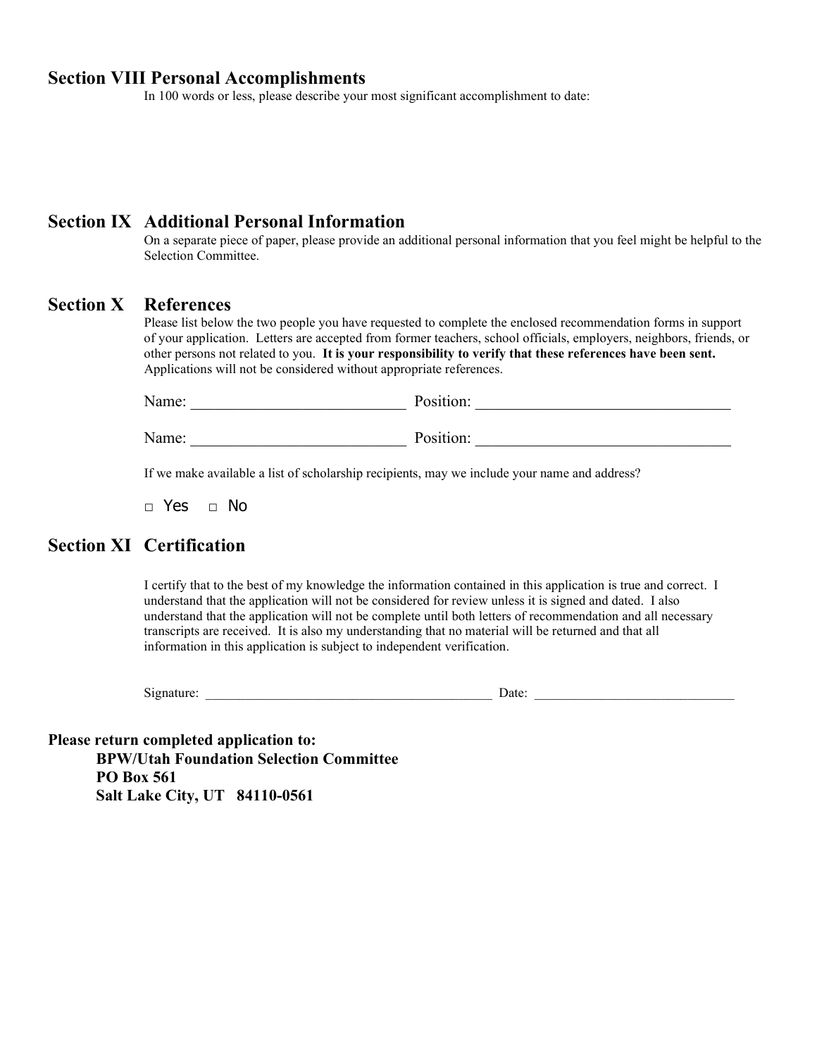## Section VIII Personal Accomplishments

In 100 words or less, please describe your most significant accomplishment to date:

## Section IX Additional Personal Information

On a separate piece of paper, please provide an additional personal information that you feel might be helpful to the Selection Committee.

## Section X References

Please list below the two people you have requested to complete the enclosed recommendation forms in support of your application. Letters are accepted from former teachers, school officials, employers, neighbors, friends, or other persons not related to you. **It is your responsibility to verify that these references have been sent.** Applications will not be considered without appropriate references.

Name: ___________________________ Position: ________________________________

Name: ___________________________ Position: ________________________________

If we make available a list of scholarship recipients, may we include your name and address?

□ Yes □ No

## Section XI Certification

I certify that to the best of my knowledge the information contained in this application is true and correct. I understand that the application will not be considered for review unless it is signed and dated. I also understand that the application will not be complete until both letters of recommendation and all necessary transcripts are received. It is also my understanding that no material will be returned and that all information in this application is subject to independent verification.

Signature: ___________________________________________ Date: ______________________________

**Please return completed application to:**

**BPW/Utah Foundation Selection Committee**
**PO Box 561**
**Salt Lake City, UT 84110-0561**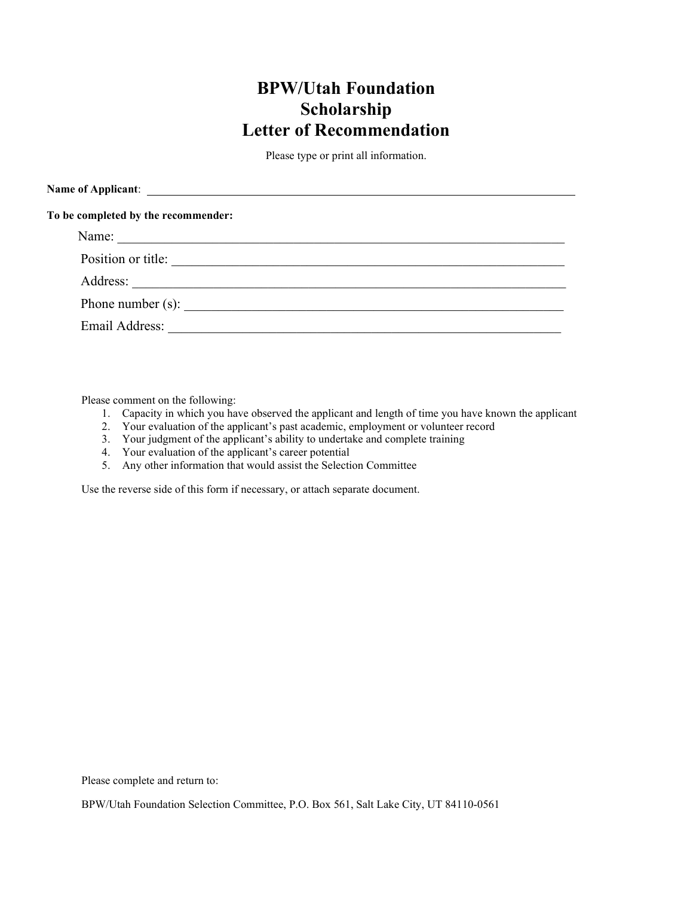# BPW/Utah Foundation
# Scholarship
# Letter of Recommendation

Please type or print all information.

**Name of Applicant**: ______________________________________________________________

**To be completed by the recommender:**

Name: ______________________________________________________________

Position or title: ______________________________________________________________

Address: ______________________________________________________________

Phone number (s): ______________________________________________________________

Email Address: ______________________________________________________________

Please comment on the following:

1. Capacity in which you have observed the applicant and length of time you have known the applicant
2. Your evaluation of the applicant's past academic, employment or volunteer record
3. Your judgment of the applicant's ability to undertake and complete training
4. Your evaluation of the applicant's career potential
5. Any other information that would assist the Selection Committee

Use the reverse side of this form if necessary, or attach separate document.

Please complete and return to:

BPW/Utah Foundation Selection Committee, P.O. Box 561, Salt Lake City, UT 84110-0561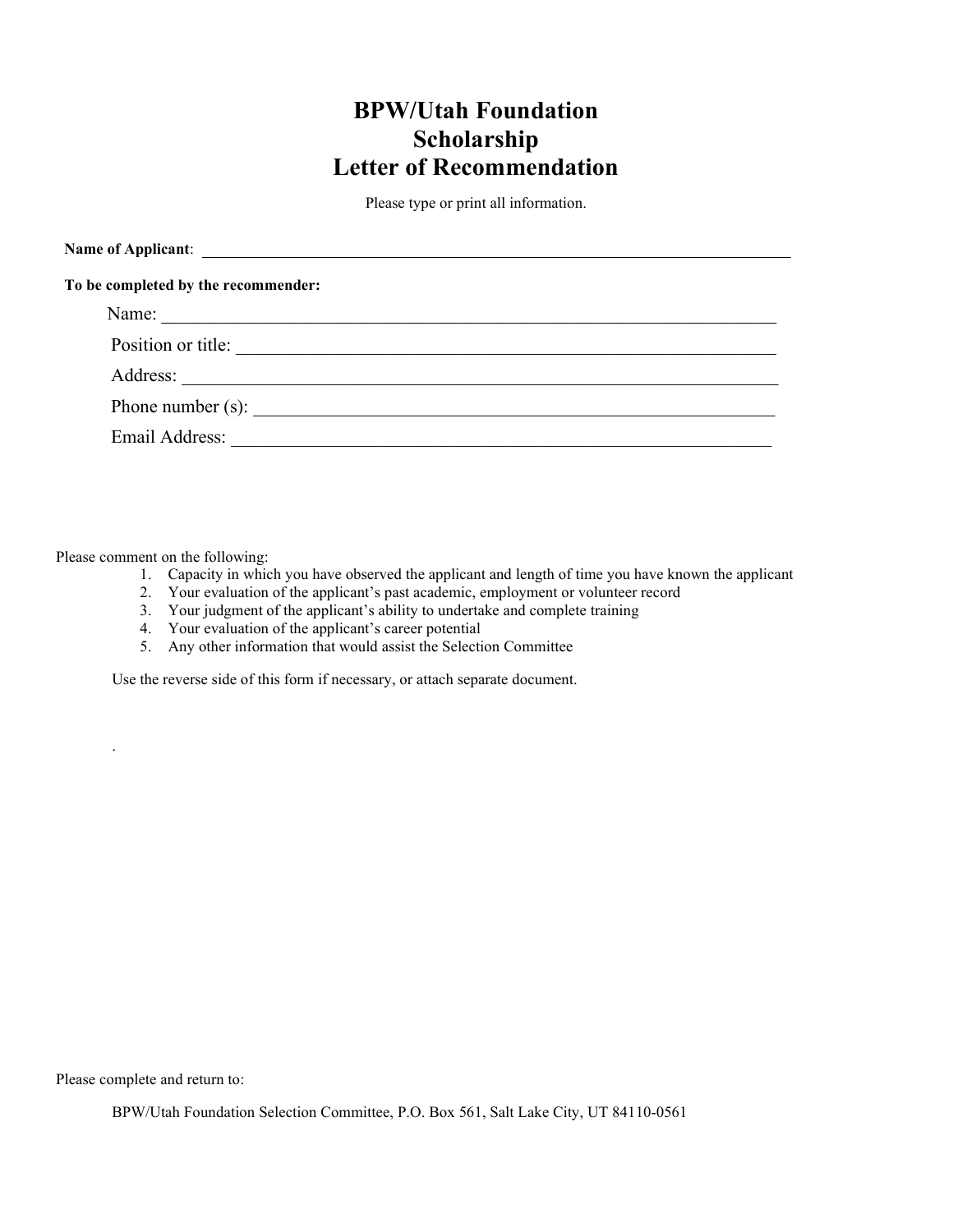# BPW/Utah Foundation
# Scholarship
# Letter of Recommendation

Please type or print all information.

**Name of Applicant**: ______________________________________________________________

**To be completed by the recommender:**

Name: ______________________________________________________________

Position or title: ______________________________________________________

Address: ____________________________________________________________

Phone number (s): _____________________________________________________

Email Address: _______________________________________________________

Please comment on the following:

1. Capacity in which you have observed the applicant and length of time you have known the applicant
2. Your evaluation of the applicant's past academic, employment or volunteer record
3. Your judgment of the applicant's ability to undertake and complete training
4. Your evaluation of the applicant's career potential
5. Any other information that would assist the Selection Committee

Use the reverse side of this form if necessary, or attach separate document.

.

Please complete and return to:

BPW/Utah Foundation Selection Committee, P.O. Box 561, Salt Lake City, UT 84110-0561